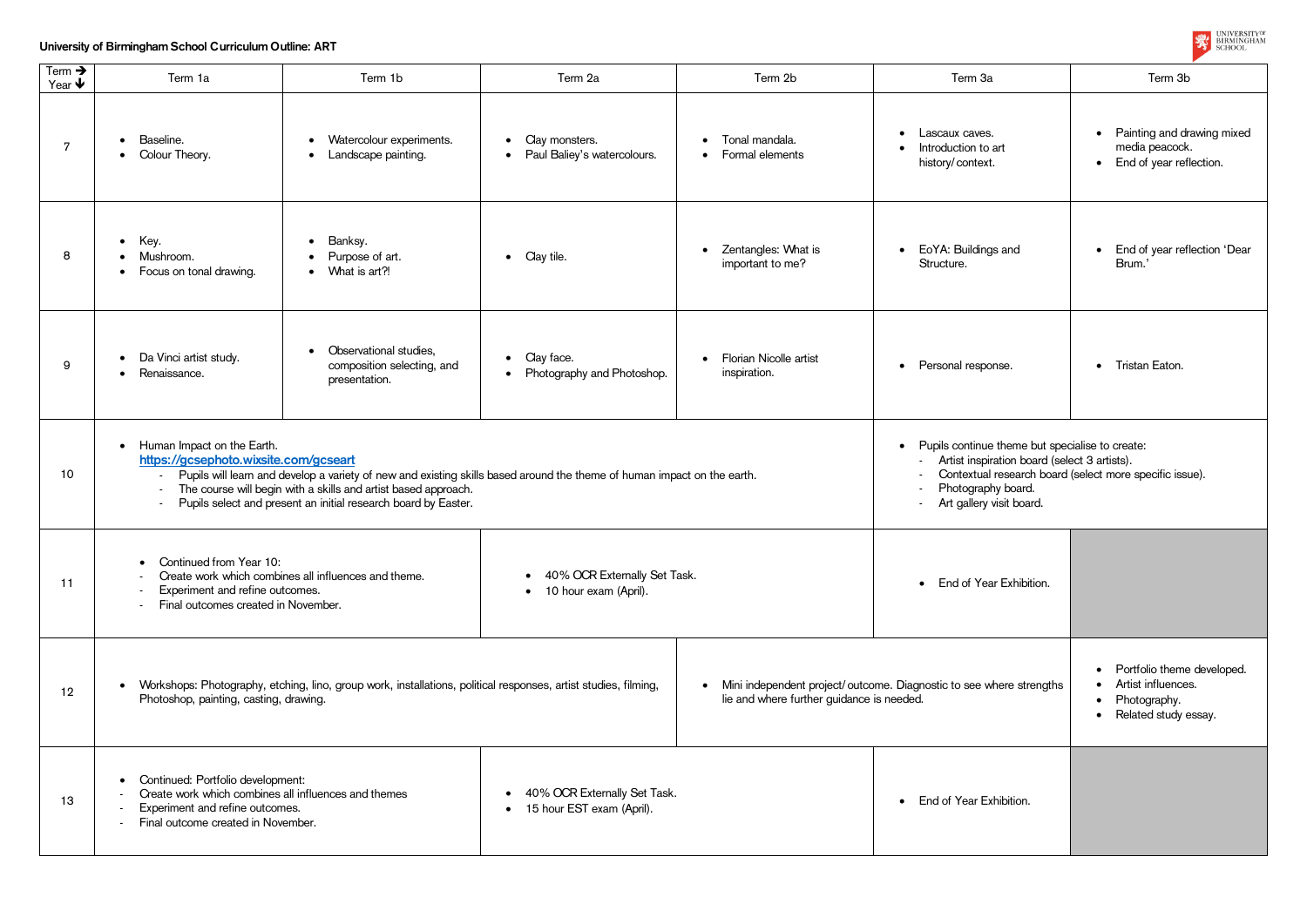**University of Birmingham School Curriculum Outline: ART**

| Term → Year ↓ | Term 1a | Term 1b | Term 2a | Term 2b | Term 3a | Term 3b |
|---|---|---|---|---|---|---|
| 7 | • Baseline.<br>• Colour Theory. | • Watercolour experiments.<br>• Landscape painting. | • Clay monsters.<br>• Paul Baliey's watercolours. | • Tonal mandala.<br>• Formal elements | • Lascaux caves.<br>• Introduction to art history/ context. | • Painting and drawing mixed media peacock.<br>• End of year reflection. |
| 8 | • Key.<br>• Mushroom.<br>• Focus on tonal drawing. | • Banksy.<br>• Purpose of art.<br>• What is art?! | • Clay tile. | • Zentangles: What is important to me? | • EoYA: Buildings and Structure. | • End of year reflection 'Dear Brum.' |
| 9 | • Da Vinci artist study.<br>• Renaissance. | • Observational studies, composition selecting, and presentation. | • Clay face.<br>• Photography and Photoshop. | • Florian Nicolle artist inspiration. | • Personal response. | • Tristan Eaton. |
| 10 | • Human Impact on the Earth.<br>[https://gcsephoto.wixsite.com/gcseart](https://gcsephoto.wixsite.com/gcseart)<br>- Pupils will learn and develop a variety of new and existing skills based around the theme of human impact on the earth.<br>- The course will begin with a skills and artist based approach.<br>- Pupils select and present an initial research board by Easter. | | | | • Pupils continue theme but specialise to create:<br>- Artist inspiration board (select 3 artists).<br>- Contextual research board (select more specific issue).<br>- Photography board.<br>- Art gallery visit board. | |
| 11 | • Continued from Year 10:<br>- Create work which combines all influences and theme.<br>- Experiment and refine outcomes.<br>- Final outcomes created in November. | | • 40% OCR Externally Set Task.<br>• 10 hour exam (April). | | • End of Year Exhibition. | |
| 12 | • Workshops: Photography, etching, lino, group work, installations, political responses, artist studies, filming, Photoshop, painting, casting, drawing. | | | • Mini independent project/ outcome. Diagnostic to see where strengths lie and where further guidance is needed. | | • Portfolio theme developed.<br>• Artist influences.<br>• Photography.<br>• Related study essay. |
| 13 | • Continued: Portfolio development:<br>- Create work which combines all influences and themes<br>- Experiment and refine outcomes.<br>- Final outcome created in November. | | • 40% OCR Externally Set Task.<br>• 15 hour EST exam (April). | | • End of Year Exhibition. | |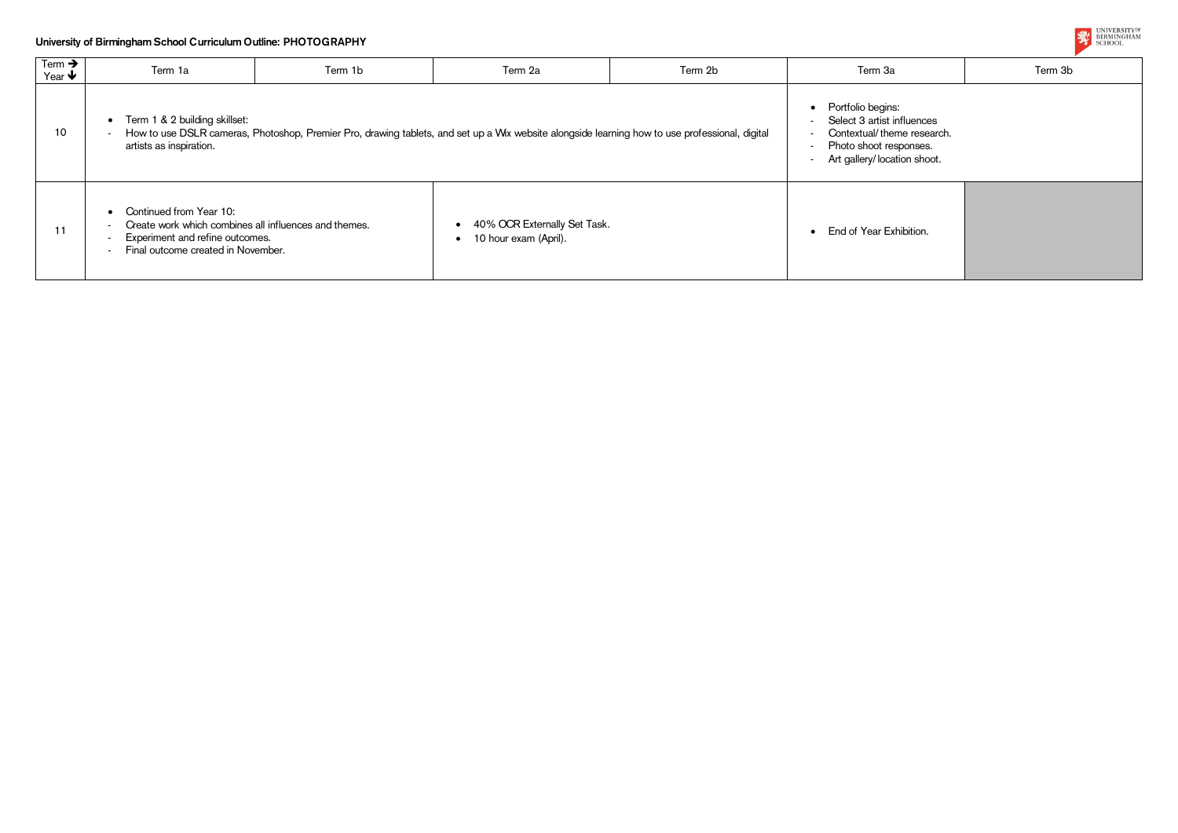**University of Birmingham School Curriculum Outline: PHOTOGRAPHY**

| Term ➔ Year ⬇ | Term 1a | Term 1b | Term 2a | Term 2b | Term 3a | Term 3b |
|---|---|---|---|---|---|---|
| 10 | • Term 1 & 2 building skillset:<br>- How to use DSLR cameras, Photoshop, Premier Pro, drawing tablets, and set up a Wix website alongside learning how to use professional, digital artists as inspiration. | | | | • Portfolio begins:<br>- Select 3 artist influences<br>- Contextual/ theme research.<br>- Photo shoot responses.<br>- Art gallery/ location shoot. | |
| 11 | • Continued from Year 10:<br>- Create work which combines all influences and themes.<br>- Experiment and refine outcomes.<br>- Final outcome created in November. | | • 40% OCR Externally Set Task.<br>• 10 hour exam (April). | | • End of Year Exhibition. | |